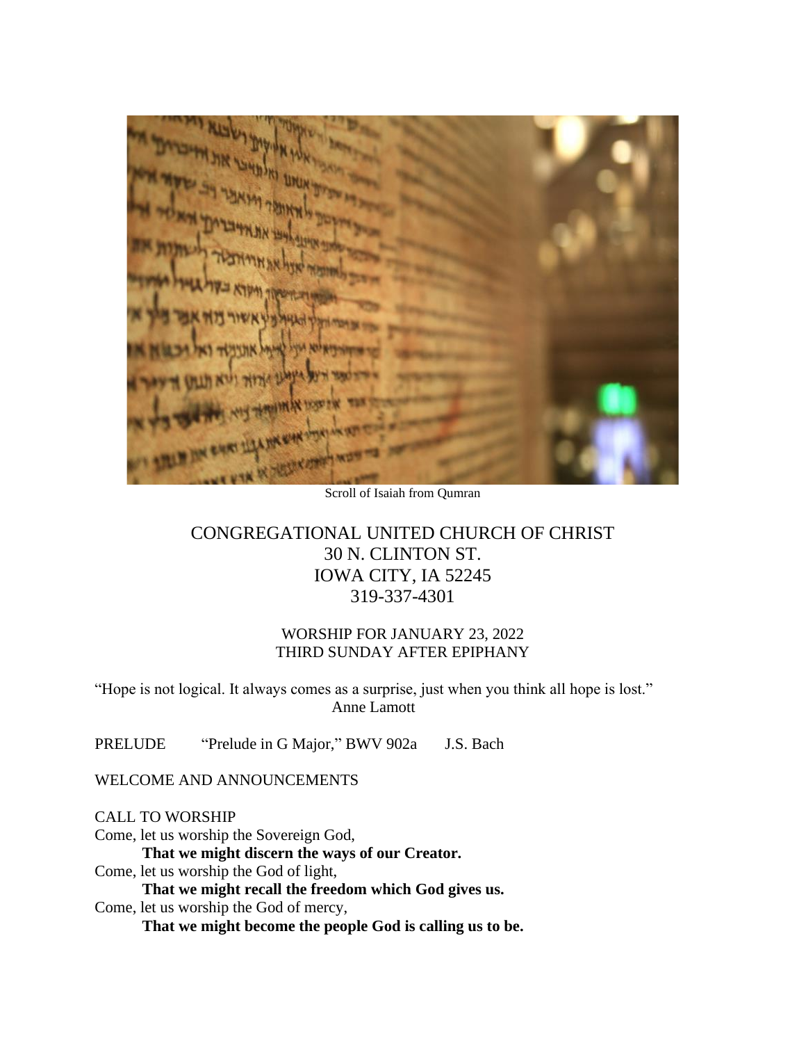Scroll of Isaiah from Qumran

# CONGREGATIONAL UNITED CHURCH OF CHRIST

30 N. CLINTON ST.
IOWA CITY, IA 52245
319-337-4301

## WORSHIP FOR JANUARY 23, 2022
## THIRD SUNDAY AFTER EPIPHANY

"Hope is not logical. It always comes as a surprise, just when you think all hope is lost."
Anne Lamott

PRELUDE "Prelude in G Major," BWV 902a J.S. Bach

WELCOME AND ANNOUNCEMENTS

CALL TO WORSHIP

Come, let us worship the Sovereign God,
**That we might discern the ways of our Creator.**
Come, let us worship the God of light,
**That we might recall the freedom which God gives us.**
Come, let us worship the God of mercy,
**That we might become the people God is calling us to be.**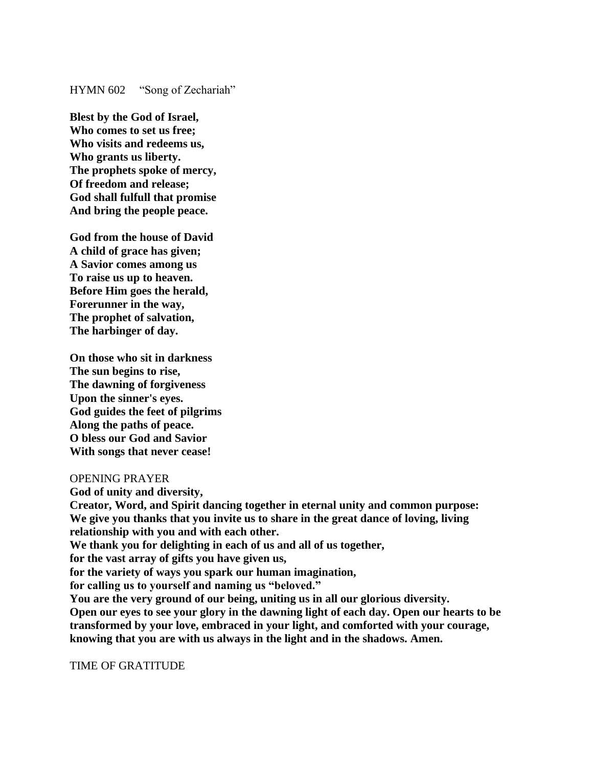HYMN 602 "Song of Zechariah"

**Blest by the God of Israel,**
**Who comes to set us free;**
**Who visits and redeems us,**
**Who grants us liberty.**
**The prophets spoke of mercy,**
**Of freedom and release;**
**God shall fulfull that promise**
**And bring the people peace.**

**God from the house of David**
**A child of grace has given;**
**A Savior comes among us**
**To raise us up to heaven.**
**Before Him goes the herald,**
**Forerunner in the way,**
**The prophet of salvation,**
**The harbinger of day.**

**On those who sit in darkness**
**The sun begins to rise,**
**The dawning of forgiveness**
**Upon the sinner's eyes.**
**God guides the feet of pilgrims**
**Along the paths of peace.**
**O bless our God and Savior**
**With songs that never cease!**

OPENING PRAYER

**God of unity and diversity,**
**Creator, Word, and Spirit dancing together in eternal unity and common purpose:**
**We give you thanks that you invite us to share in the great dance of loving, living relationship with you and with each other.**
**We thank you for delighting in each of us and all of us together,**
**for the vast array of gifts you have given us,**
**for the variety of ways you spark our human imagination,**
**for calling us to yourself and naming us "beloved."**
**You are the very ground of our being, uniting us in all our glorious diversity.**
**Open our eyes to see your glory in the dawning light of each day. Open our hearts to be transformed by your love, embraced in your light, and comforted with your courage, knowing that you are with us always in the light and in the shadows. Amen.**

TIME OF GRATITUDE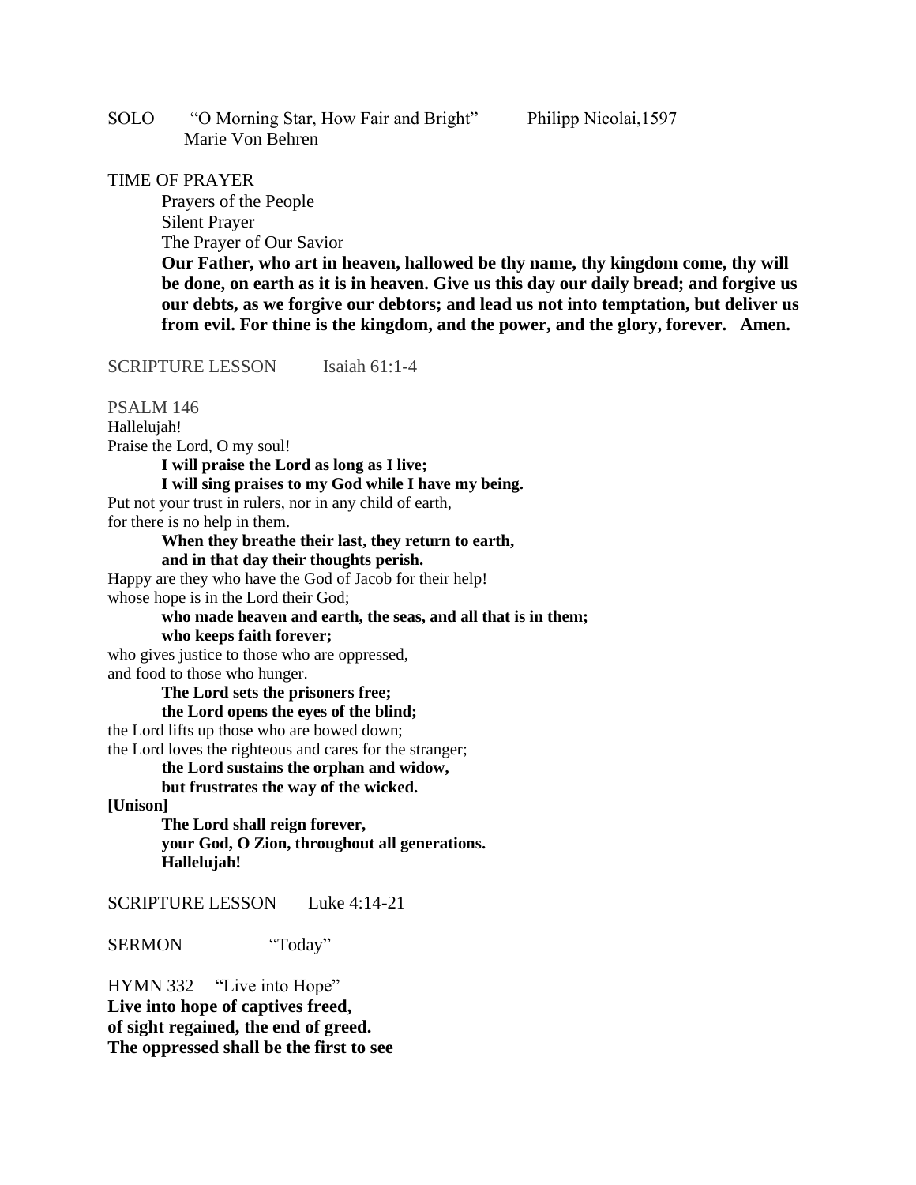SOLO "O Morning Star, How Fair and Bright" Philipp Nicolai,1597
Marie Von Behren

TIME OF PRAYER

Prayers of the People
Silent Prayer
The Prayer of Our Savior
**Our Father, who art in heaven, hallowed be thy name, thy kingdom come, thy will be done, on earth as it is in heaven. Give us this day our daily bread; and forgive us our debts, as we forgive our debtors; and lead us not into temptation, but deliver us from evil. For thine is the kingdom, and the power, and the glory, forever. Amen.**

SCRIPTURE LESSON Isaiah 61:1-4

PSALM 146

Hallelujah!
Praise the Lord, O my soul!
**I will praise the Lord as long as I live;**
**I will sing praises to my God while I have my being.**
Put not your trust in rulers, nor in any child of earth,
for there is no help in them.
**When they breathe their last, they return to earth,**
**and in that day their thoughts perish.**
Happy are they who have the God of Jacob for their help!
whose hope is in the Lord their God;
**who made heaven and earth, the seas, and all that is in them;**
**who keeps faith forever;**
who gives justice to those who are oppressed,
and food to those who hunger.
**The Lord sets the prisoners free;**
**the Lord opens the eyes of the blind;**
the Lord lifts up those who are bowed down;
the Lord loves the righteous and cares for the stranger;
**the Lord sustains the orphan and widow,**
**but frustrates the way of the wicked.**
**[Unison]**
**The Lord shall reign forever,**
**your God, O Zion, throughout all generations.**
**Hallelujah!**

SCRIPTURE LESSON Luke 4:14-21

SERMON "Today"

HYMN 332 "Live into Hope"
**Live into hope of captives freed,**
**of sight regained, the end of greed.**
**The oppressed shall be the first to see**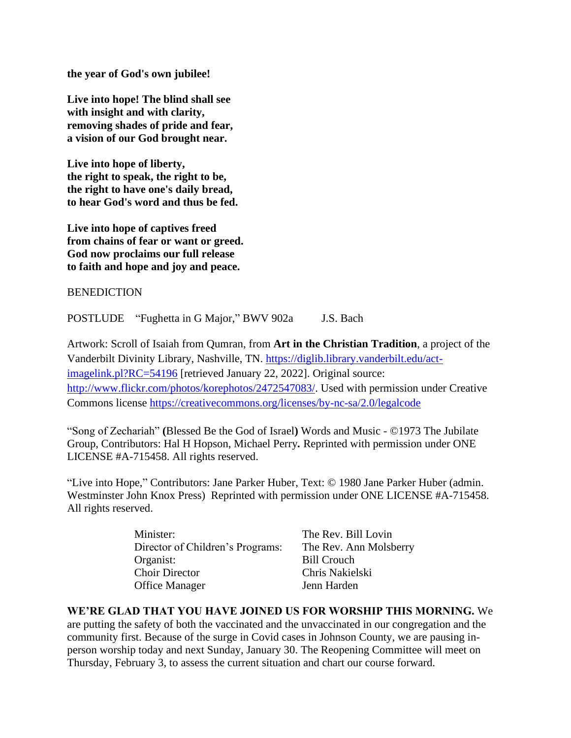**the year of God's own jubilee!**

**Live into hope! The blind shall see**
**with insight and with clarity,**
**removing shades of pride and fear,**
**a vision of our God brought near.**

**Live into hope of liberty,**
**the right to speak, the right to be,**
**the right to have one's daily bread,**
**to hear God's word and thus be fed.**

**Live into hope of captives freed**
**from chains of fear or want or greed.**
**God now proclaims our full release**
**to faith and hope and joy and peace.**

BENEDICTION

POSTLUDE "Fughetta in G Major," BWV 902a J.S. Bach

Artwork: Scroll of Isaiah from Qumran, from **Art in the Christian Tradition**, a project of the Vanderbilt Divinity Library, Nashville, TN. https://diglib.library.vanderbilt.edu/act-imagelink.pl?RC=54196 [retrieved January 22, 2022]. Original source: http://www.flickr.com/photos/korephotos/2472547083/. Used with permission under Creative Commons license https://creativecommons.org/licenses/by-nc-sa/2.0/legalcode

"Song of Zechariah" **(**Blessed Be the God of Israel**)** Words and Music - ©1973 The Jubilate Group, Contributors: Hal H Hopson, Michael Perry**.** Reprinted with permission under ONE LICENSE #A-715458. All rights reserved.

"Live into Hope," Contributors: Jane Parker Huber, Text: © 1980 Jane Parker Huber (admin. Westminster John Knox Press) Reprinted with permission under ONE LICENSE #A-715458. All rights reserved.

| | |
|---|---|
| Minister: | The Rev. Bill Lovin |
| Director of Children's Programs: | The Rev. Ann Molsberry |
| Organist: | Bill Crouch |
| Choir Director | Chris Nakielski |
| Office Manager | Jenn Harden |

**WE'RE GLAD THAT YOU HAVE JOINED US FOR WORSHIP THIS MORNING.** We are putting the safety of both the vaccinated and the unvaccinated in our congregation and the community first. Because of the surge in Covid cases in Johnson County, we are pausing in-person worship today and next Sunday, January 30. The Reopening Committee will meet on Thursday, February 3, to assess the current situation and chart our course forward.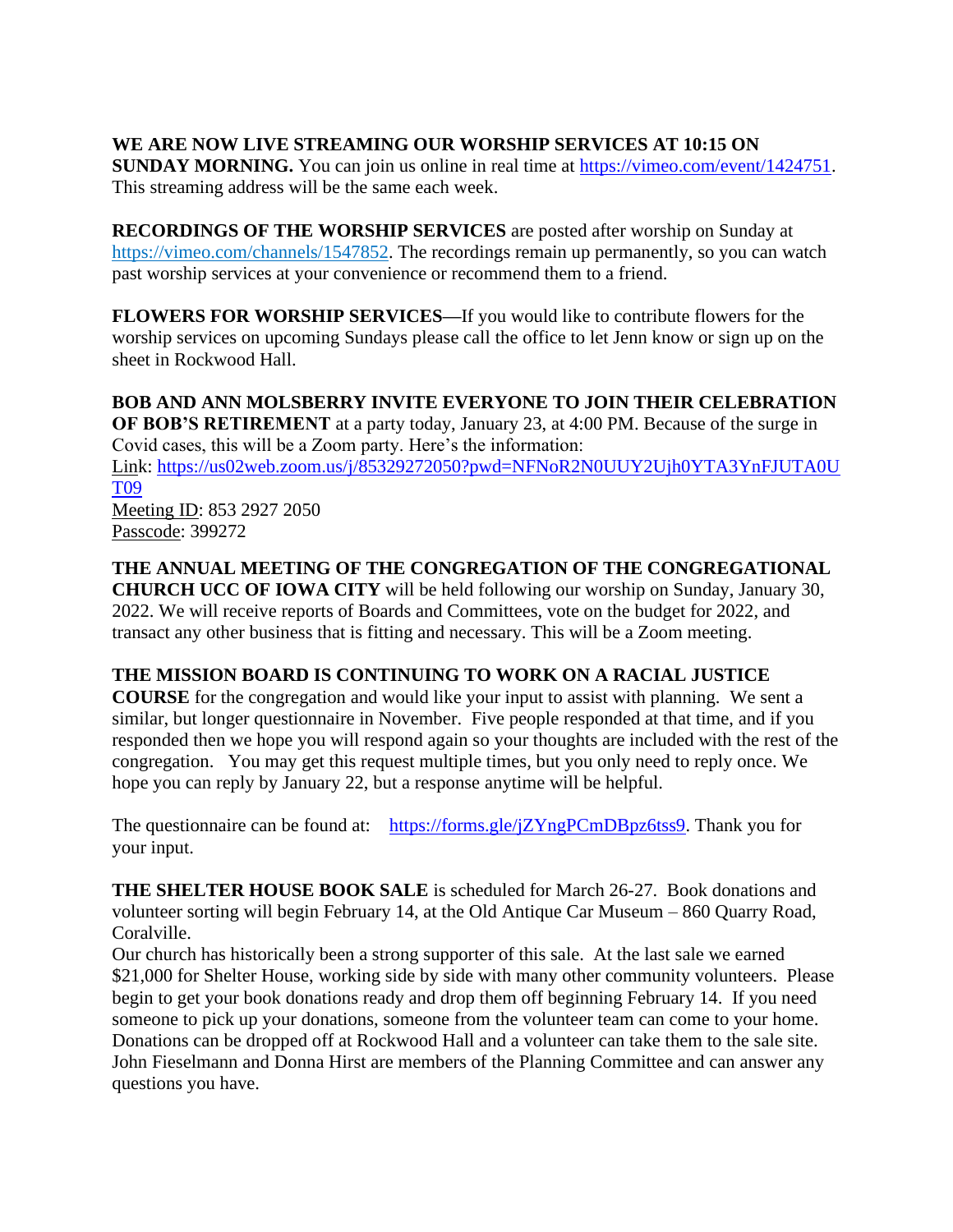**WE ARE NOW LIVE STREAMING OUR WORSHIP SERVICES AT 10:15 ON SUNDAY MORNING.** You can join us online in real time at https://vimeo.com/event/1424751. This streaming address will be the same each week.

**RECORDINGS OF THE WORSHIP SERVICES** are posted after worship on Sunday at https://vimeo.com/channels/1547852. The recordings remain up permanently, so you can watch past worship services at your convenience or recommend them to a friend.

**FLOWERS FOR WORSHIP SERVICES—**If you would like to contribute flowers for the worship services on upcoming Sundays please call the office to let Jenn know or sign up on the sheet in Rockwood Hall.

**BOB AND ANN MOLSBERRY INVITE EVERYONE TO JOIN THEIR CELEBRATION OF BOB'S RETIREMENT** at a party today, January 23, at 4:00 PM. Because of the surge in Covid cases, this will be a Zoom party. Here's the information:
Link: https://us02web.zoom.us/j/85329272050?pwd=NFNoR2N0UUY2Ujh0YTA3YnFJUTA0UT09
Meeting ID: 853 2927 2050
Passcode: 399272

**THE ANNUAL MEETING OF THE CONGREGATION OF THE CONGREGATIONAL CHURCH UCC OF IOWA CITY** will be held following our worship on Sunday, January 30, 2022. We will receive reports of Boards and Committees, vote on the budget for 2022, and transact any other business that is fitting and necessary. This will be a Zoom meeting.

**THE MISSION BOARD IS CONTINUING TO WORK ON A RACIAL JUSTICE COURSE** for the congregation and would like your input to assist with planning. We sent a similar, but longer questionnaire in November. Five people responded at that time, and if you responded then we hope you will respond again so your thoughts are included with the rest of the congregation. You may get this request multiple times, but you only need to reply once. We hope you can reply by January 22, but a response anytime will be helpful.

The questionnaire can be found at: https://forms.gle/jZYngPCmDBpz6tss9. Thank you for your input.

**THE SHELTER HOUSE BOOK SALE** is scheduled for March 26-27. Book donations and volunteer sorting will begin February 14, at the Old Antique Car Museum – 860 Quarry Road, Coralville.
Our church has historically been a strong supporter of this sale. At the last sale we earned $21,000 for Shelter House, working side by side with many other community volunteers. Please begin to get your book donations ready and drop them off beginning February 14. If you need someone to pick up your donations, someone from the volunteer team can come to your home. Donations can be dropped off at Rockwood Hall and a volunteer can take them to the sale site. John Fieselmann and Donna Hirst are members of the Planning Committee and can answer any questions you have.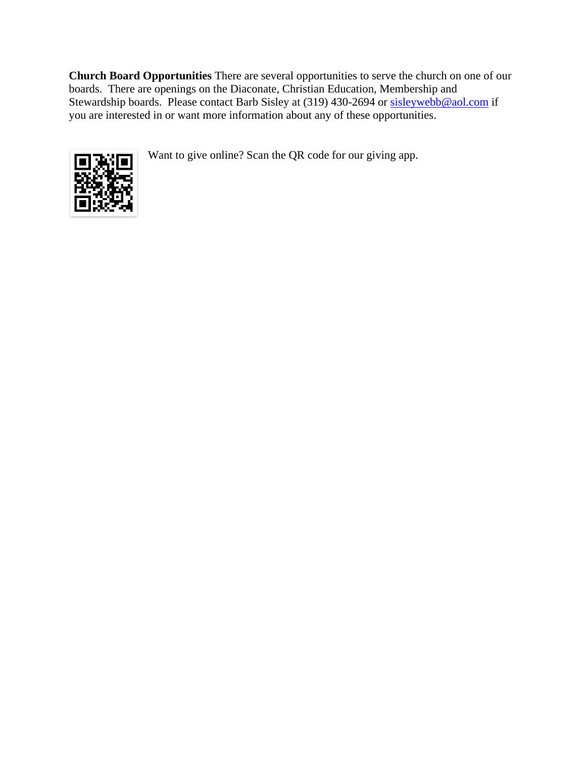**Church Board Opportunities** There are several opportunities to serve the church on one of our boards. There are openings on the Diaconate, Christian Education, Membership and Stewardship boards. Please contact Barb Sisley at (319) 430-2694 or sisleywebb@aol.com if you are interested in or want more information about any of these opportunities.

Want to give online? Scan the QR code for our giving app.